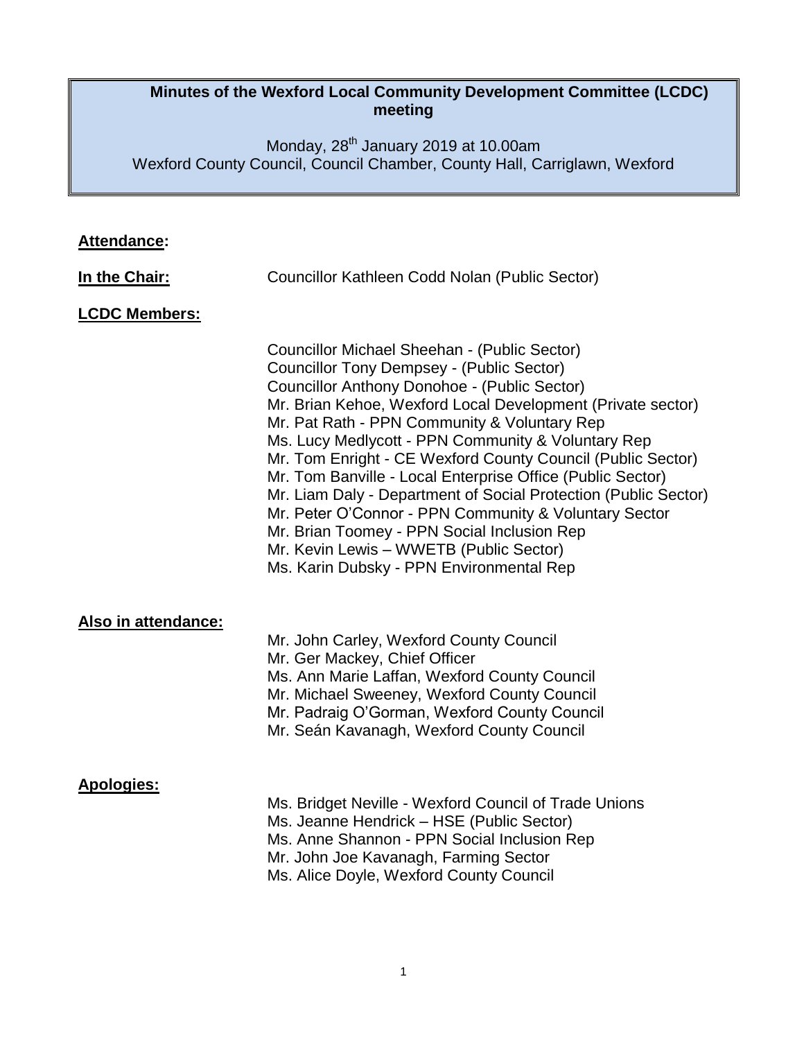# Minutes of the Wexford Local Community Development Committee (LCDC) meeting

Monday, 28th January 2019 at 10.00am
Wexford County Council, Council Chamber, County Hall, Carriglawn, Wexford

**Attendance:**

**In the Chair:** Councillor Kathleen Codd Nolan (Public Sector)

**LCDC Members:**

Councillor Michael Sheehan - (Public Sector)
Councillor Tony Dempsey - (Public Sector)
Councillor Anthony Donohoe - (Public Sector)
Mr. Brian Kehoe, Wexford Local Development (Private sector)
Mr. Pat Rath - PPN Community & Voluntary Rep
Ms. Lucy Medlycott - PPN Community & Voluntary Rep
Mr. Tom Enright - CE Wexford County Council (Public Sector)
Mr. Tom Banville - Local Enterprise Office (Public Sector)
Mr. Liam Daly - Department of Social Protection (Public Sector)
Mr. Peter O'Connor - PPN Community & Voluntary Sector
Mr. Brian Toomey - PPN Social Inclusion Rep
Mr. Kevin Lewis – WWETB (Public Sector)
Ms. Karin Dubsky - PPN Environmental Rep

**Also in attendance:**

Mr. John Carley, Wexford County Council
Mr. Ger Mackey, Chief Officer
Ms. Ann Marie Laffan, Wexford County Council
Mr. Michael Sweeney, Wexford County Council
Mr. Padraig O'Gorman, Wexford County Council
Mr. Seán Kavanagh, Wexford County Council

**Apologies:**

Ms. Bridget Neville - Wexford Council of Trade Unions
Ms. Jeanne Hendrick – HSE (Public Sector)
Ms. Anne Shannon - PPN Social Inclusion Rep
Mr. John Joe Kavanagh, Farming Sector
Ms. Alice Doyle, Wexford County Council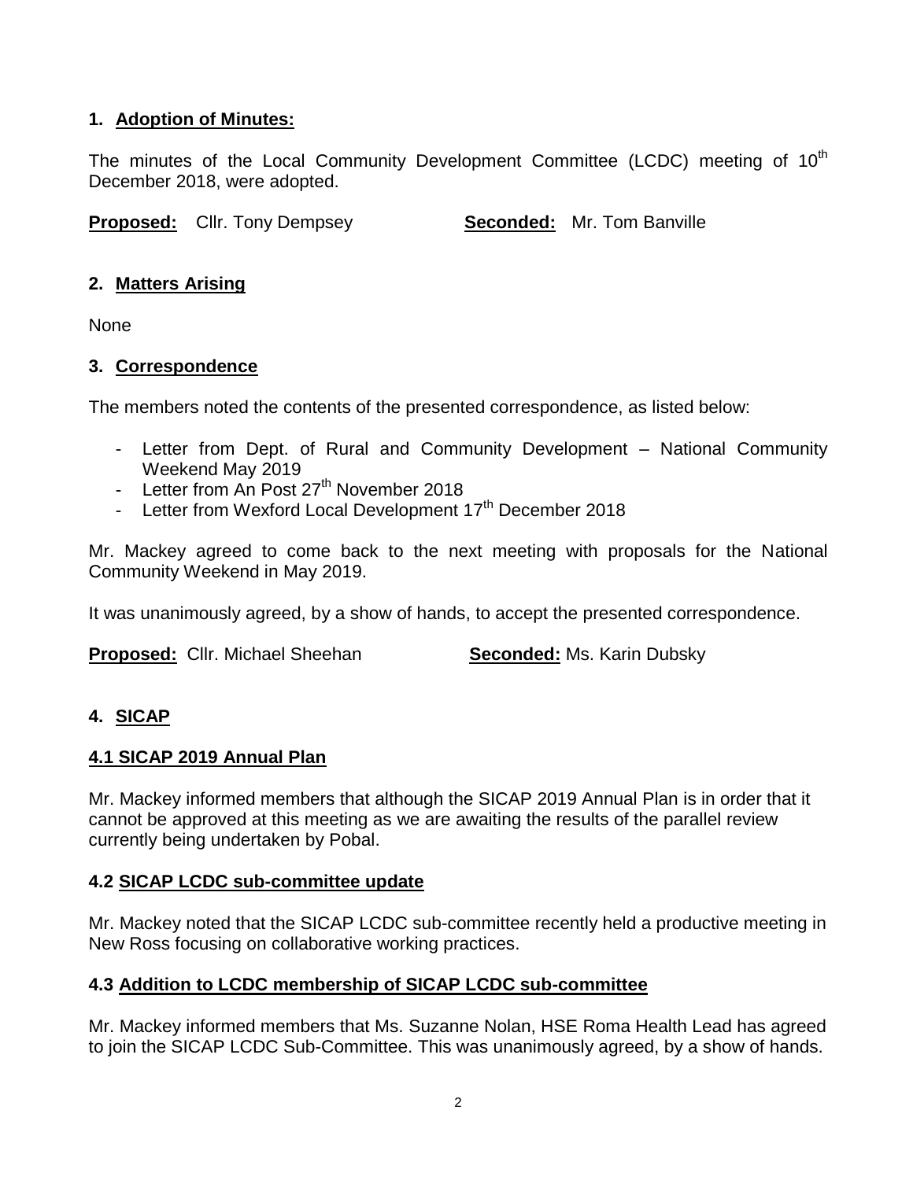## 1. Adoption of Minutes:

The minutes of the Local Community Development Committee (LCDC) meeting of 10th December 2018, were adopted.

**Proposed:** Cllr. Tony Dempsey **Seconded:** Mr. Tom Banville

## 2. Matters Arising

None

## 3. Correspondence

The members noted the contents of the presented correspondence, as listed below:

- Letter from Dept. of Rural and Community Development – National Community Weekend May 2019
- Letter from An Post 27th November 2018
- Letter from Wexford Local Development 17th December 2018

Mr. Mackey agreed to come back to the next meeting with proposals for the National Community Weekend in May 2019.

It was unanimously agreed, by a show of hands, to accept the presented correspondence.

**Proposed:** Cllr. Michael Sheehan **Seconded:** Ms. Karin Dubsky

## 4. SICAP

### 4.1 SICAP 2019 Annual Plan

Mr. Mackey informed members that although the SICAP 2019 Annual Plan is in order that it cannot be approved at this meeting as we are awaiting the results of the parallel review currently being undertaken by Pobal.

### 4.2 SICAP LCDC sub-committee update

Mr. Mackey noted that the SICAP LCDC sub-committee recently held a productive meeting in New Ross focusing on collaborative working practices.

### 4.3 Addition to LCDC membership of SICAP LCDC sub-committee

Mr. Mackey informed members that Ms. Suzanne Nolan, HSE Roma Health Lead has agreed to join the SICAP LCDC Sub-Committee. This was unanimously agreed, by a show of hands.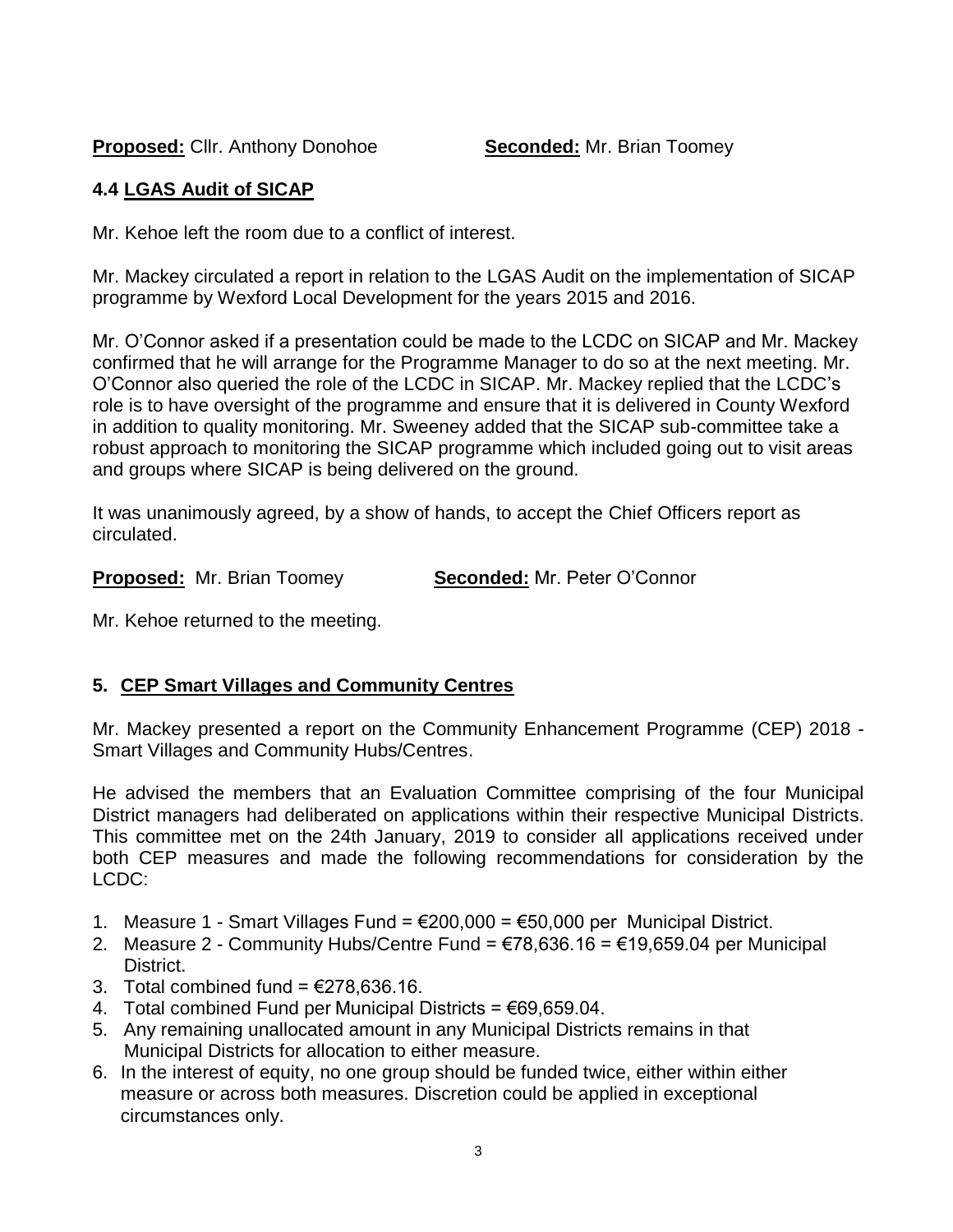**Proposed:** Cllr. Anthony Donohoe **Seconded:** Mr. Brian Toomey

### 4.4 LGAS Audit of SICAP

Mr. Kehoe left the room due to a conflict of interest.

Mr. Mackey circulated a report in relation to the LGAS Audit on the implementation of SICAP programme by Wexford Local Development for the years 2015 and 2016.

Mr. O'Connor asked if a presentation could be made to the LCDC on SICAP and Mr. Mackey confirmed that he will arrange for the Programme Manager to do so at the next meeting. Mr. O'Connor also queried the role of the LCDC in SICAP. Mr. Mackey replied that the LCDC's role is to have oversight of the programme and ensure that it is delivered in County Wexford in addition to quality monitoring. Mr. Sweeney added that the SICAP sub-committee take a robust approach to monitoring the SICAP programme which included going out to visit areas and groups where SICAP is being delivered on the ground.

It was unanimously agreed, by a show of hands, to accept the Chief Officers report as circulated.

**Proposed:** Mr. Brian Toomey **Seconded:** Mr. Peter O'Connor

Mr. Kehoe returned to the meeting.

## 5. CEP Smart Villages and Community Centres

Mr. Mackey presented a report on the Community Enhancement Programme (CEP) 2018 - Smart Villages and Community Hubs/Centres.

He advised the members that an Evaluation Committee comprising of the four Municipal District managers had deliberated on applications within their respective Municipal Districts. This committee met on the 24th January, 2019 to consider all applications received under both CEP measures and made the following recommendations for consideration by the LCDC:

1. Measure 1 - Smart Villages Fund = €200,000 = €50,000 per Municipal District.
2. Measure 2 - Community Hubs/Centre Fund = €78,636.16 = €19,659.04 per Municipal District.
3. Total combined fund = €278,636.16.
4. Total combined Fund per Municipal Districts = €69,659.04.
5. Any remaining unallocated amount in any Municipal Districts remains in that Municipal Districts for allocation to either measure.
6. In the interest of equity, no one group should be funded twice, either within either measure or across both measures. Discretion could be applied in exceptional circumstances only.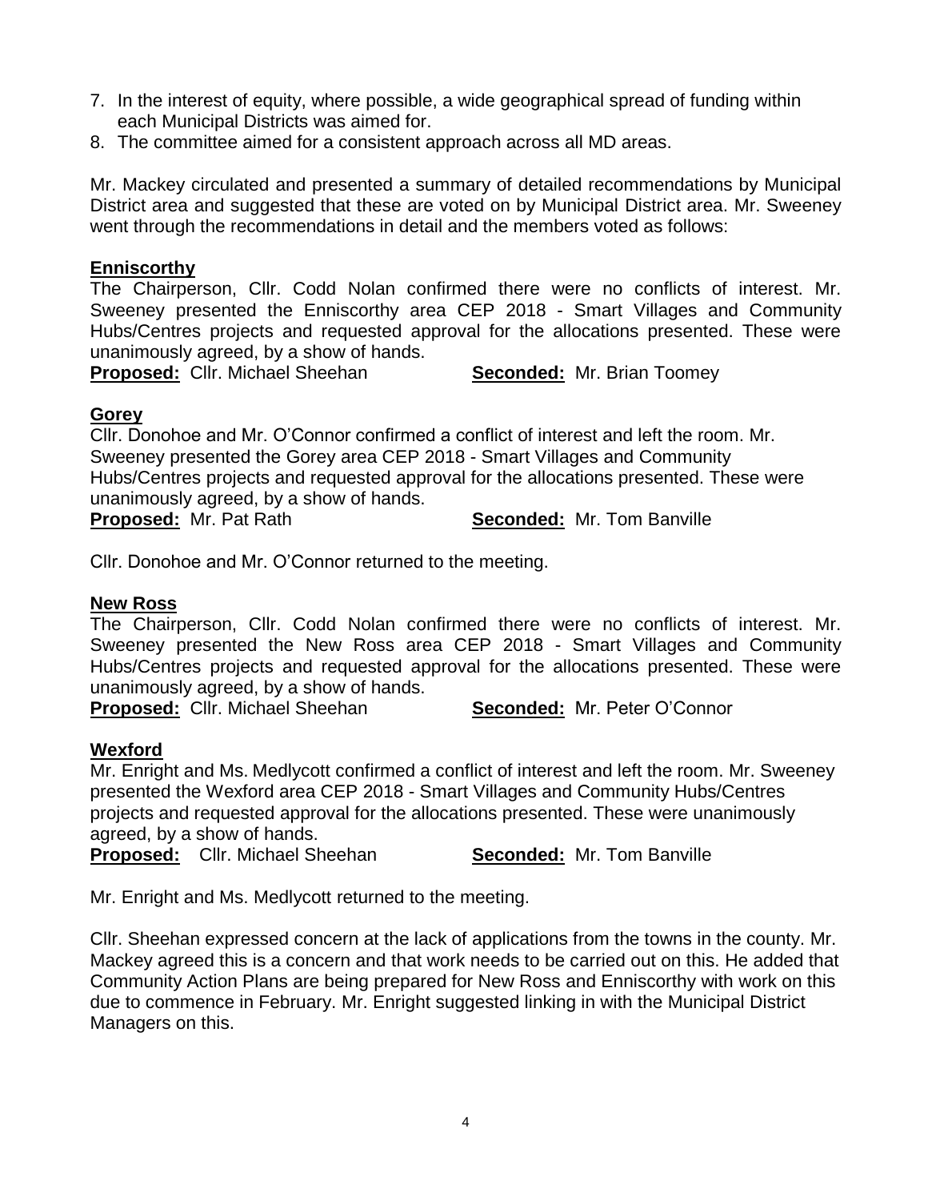7. In the interest of equity, where possible, a wide geographical spread of funding within each Municipal Districts was aimed for.
8. The committee aimed for a consistent approach across all MD areas.

Mr. Mackey circulated and presented a summary of detailed recommendations by Municipal District area and suggested that these are voted on by Municipal District area. Mr. Sweeney went through the recommendations in detail and the members voted as follows:

**Enniscorthy**

The Chairperson, Cllr. Codd Nolan confirmed there were no conflicts of interest. Mr. Sweeney presented the Enniscorthy area CEP 2018 - Smart Villages and Community Hubs/Centres projects and requested approval for the allocations presented. These were unanimously agreed, by a show of hands.

**Proposed:** Cllr. Michael Sheehan **Seconded:** Mr. Brian Toomey

**Gorey**

Cllr. Donohoe and Mr. O'Connor confirmed a conflict of interest and left the room. Mr. Sweeney presented the Gorey area CEP 2018 - Smart Villages and Community Hubs/Centres projects and requested approval for the allocations presented. These were unanimously agreed, by a show of hands.

**Proposed:** Mr. Pat Rath **Seconded:** Mr. Tom Banville

Cllr. Donohoe and Mr. O'Connor returned to the meeting.

**New Ross**

The Chairperson, Cllr. Codd Nolan confirmed there were no conflicts of interest. Mr. Sweeney presented the New Ross area CEP 2018 - Smart Villages and Community Hubs/Centres projects and requested approval for the allocations presented. These were unanimously agreed, by a show of hands.

**Proposed:** Cllr. Michael Sheehan **Seconded:** Mr. Peter O'Connor

**Wexford**

Mr. Enright and Ms. Medlycott confirmed a conflict of interest and left the room. Mr. Sweeney presented the Wexford area CEP 2018 - Smart Villages and Community Hubs/Centres projects and requested approval for the allocations presented. These were unanimously agreed, by a show of hands.

**Proposed:** Cllr. Michael Sheehan **Seconded:** Mr. Tom Banville

Mr. Enright and Ms. Medlycott returned to the meeting.

Cllr. Sheehan expressed concern at the lack of applications from the towns in the county. Mr. Mackey agreed this is a concern and that work needs to be carried out on this. He added that Community Action Plans are being prepared for New Ross and Enniscorthy with work on this due to commence in February. Mr. Enright suggested linking in with the Municipal District Managers on this.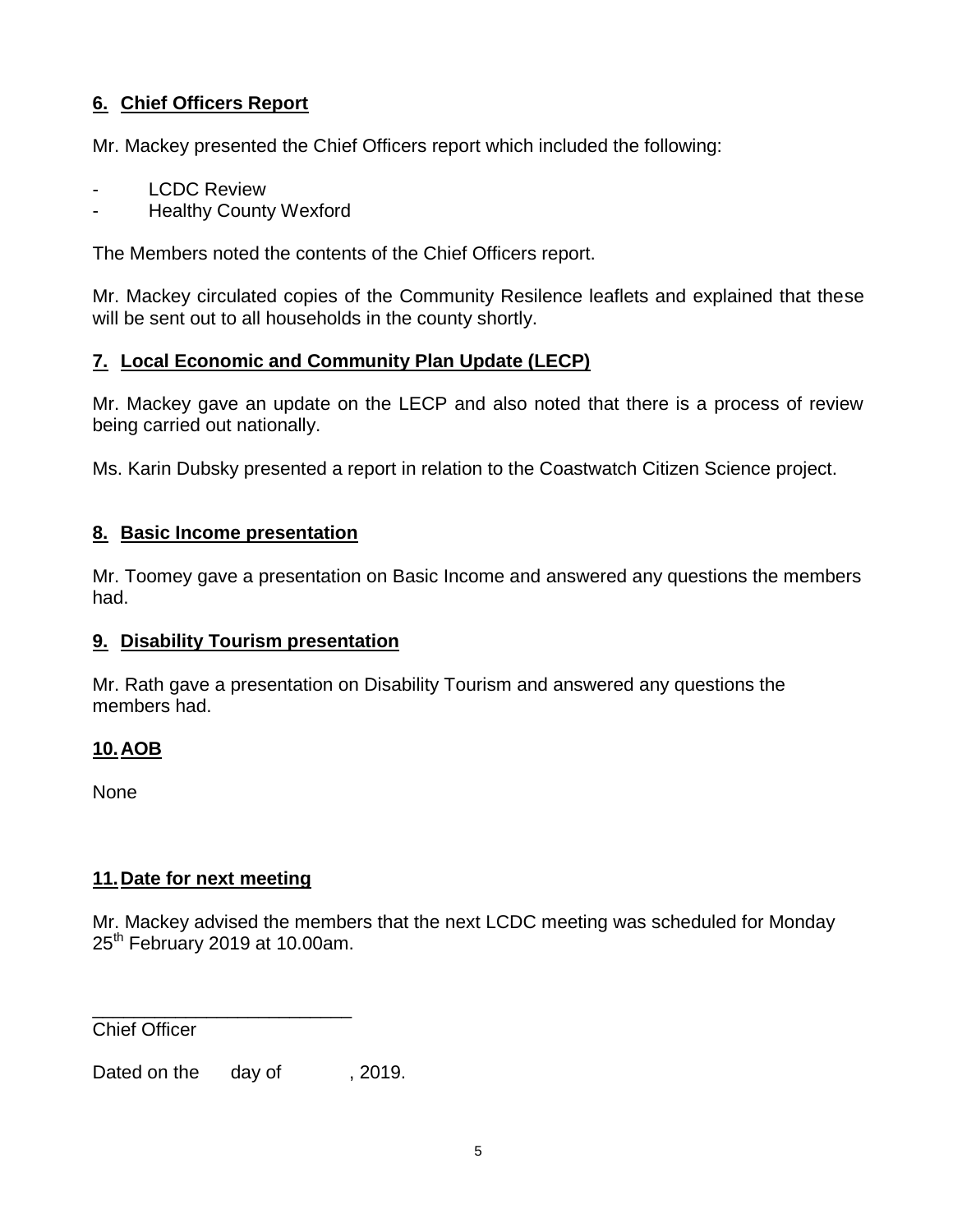## 6. Chief Officers Report

Mr. Mackey presented the Chief Officers report which included the following:

- LCDC Review
- Healthy County Wexford

The Members noted the contents of the Chief Officers report.

Mr. Mackey circulated copies of the Community Resilence leaflets and explained that these will be sent out to all households in the county shortly.

## 7. Local Economic and Community Plan Update (LECP)

Mr. Mackey gave an update on the LECP and also noted that there is a process of review being carried out nationally.

Ms. Karin Dubsky presented a report in relation to the Coastwatch Citizen Science project.

## 8. Basic Income presentation

Mr. Toomey gave a presentation on Basic Income and answered any questions the members had.

## 9. Disability Tourism presentation

Mr. Rath gave a presentation on Disability Tourism and answered any questions the members had.

## 10. AOB

None

## 11. Date for next meeting

Mr. Mackey advised the members that the next LCDC meeting was scheduled for Monday 25th February 2019 at 10.00am.

\_\_\_\_\_\_\_\_\_\_\_\_\_\_\_\_\_\_\_\_\_\_\_\_\_\_

Chief Officer

Dated on the day of , 2019.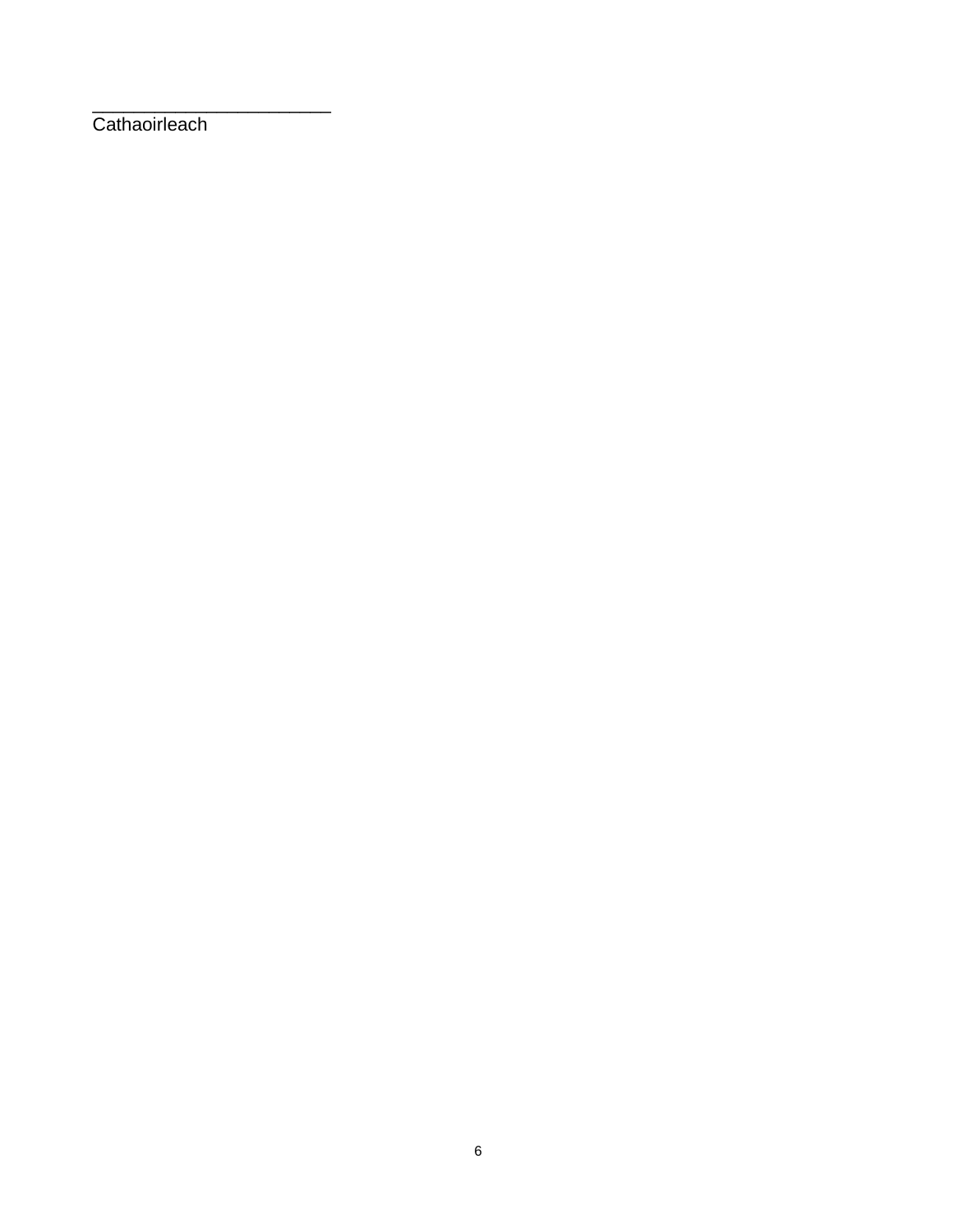________________________
Cathaoirleach